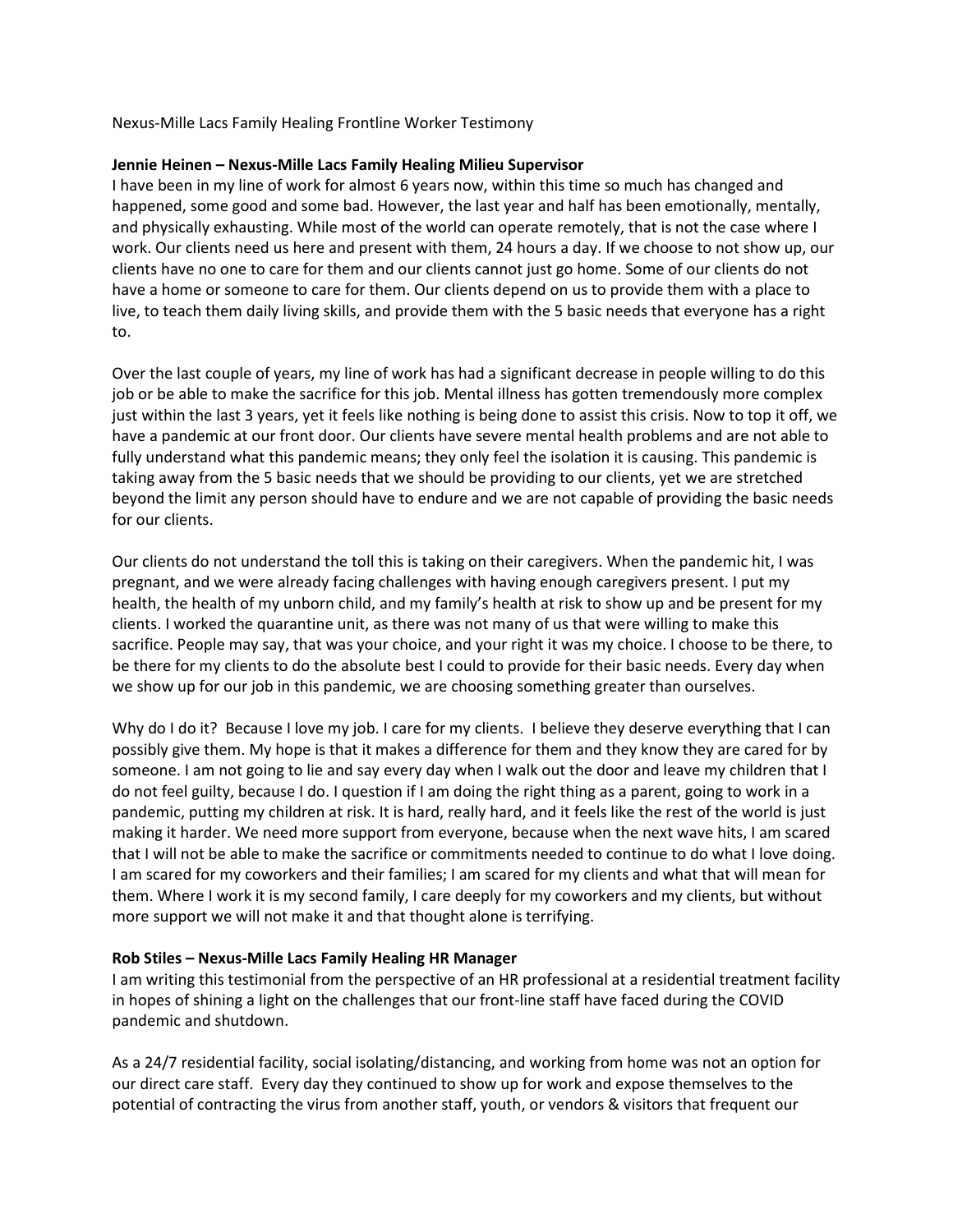Nexus-Mille Lacs Family Healing Frontline Worker Testimony

**Jennie Heinen – Nexus-Mille Lacs Family Healing Milieu Supervisor**

I have been in my line of work for almost 6 years now, within this time so much has changed and happened, some good and some bad. However, the last year and half has been emotionally, mentally, and physically exhausting. While most of the world can operate remotely, that is not the case where I work. Our clients need us here and present with them, 24 hours a day. If we choose to not show up, our clients have no one to care for them and our clients cannot just go home. Some of our clients do not have a home or someone to care for them. Our clients depend on us to provide them with a place to live, to teach them daily living skills, and provide them with the 5 basic needs that everyone has a right to.

Over the last couple of years, my line of work has had a significant decrease in people willing to do this job or be able to make the sacrifice for this job. Mental illness has gotten tremendously more complex just within the last 3 years, yet it feels like nothing is being done to assist this crisis. Now to top it off, we have a pandemic at our front door. Our clients have severe mental health problems and are not able to fully understand what this pandemic means; they only feel the isolation it is causing. This pandemic is taking away from the 5 basic needs that we should be providing to our clients, yet we are stretched beyond the limit any person should have to endure and we are not capable of providing the basic needs for our clients.

Our clients do not understand the toll this is taking on their caregivers. When the pandemic hit, I was pregnant, and we were already facing challenges with having enough caregivers present. I put my health, the health of my unborn child, and my family's health at risk to show up and be present for my clients. I worked the quarantine unit, as there was not many of us that were willing to make this sacrifice. People may say, that was your choice, and your right it was my choice. I choose to be there, to be there for my clients to do the absolute best I could to provide for their basic needs. Every day when we show up for our job in this pandemic, we are choosing something greater than ourselves.

Why do I do it? Because I love my job. I care for my clients. I believe they deserve everything that I can possibly give them. My hope is that it makes a difference for them and they know they are cared for by someone. I am not going to lie and say every day when I walk out the door and leave my children that I do not feel guilty, because I do. I question if I am doing the right thing as a parent, going to work in a pandemic, putting my children at risk. It is hard, really hard, and it feels like the rest of the world is just making it harder. We need more support from everyone, because when the next wave hits, I am scared that I will not be able to make the sacrifice or commitments needed to continue to do what I love doing. I am scared for my coworkers and their families; I am scared for my clients and what that will mean for them. Where I work it is my second family, I care deeply for my coworkers and my clients, but without more support we will not make it and that thought alone is terrifying.

**Rob Stiles – Nexus-Mille Lacs Family Healing HR Manager**

I am writing this testimonial from the perspective of an HR professional at a residential treatment facility in hopes of shining a light on the challenges that our front-line staff have faced during the COVID pandemic and shutdown.

As a 24/7 residential facility, social isolating/distancing, and working from home was not an option for our direct care staff. Every day they continued to show up for work and expose themselves to the potential of contracting the virus from another staff, youth, or vendors & visitors that frequent our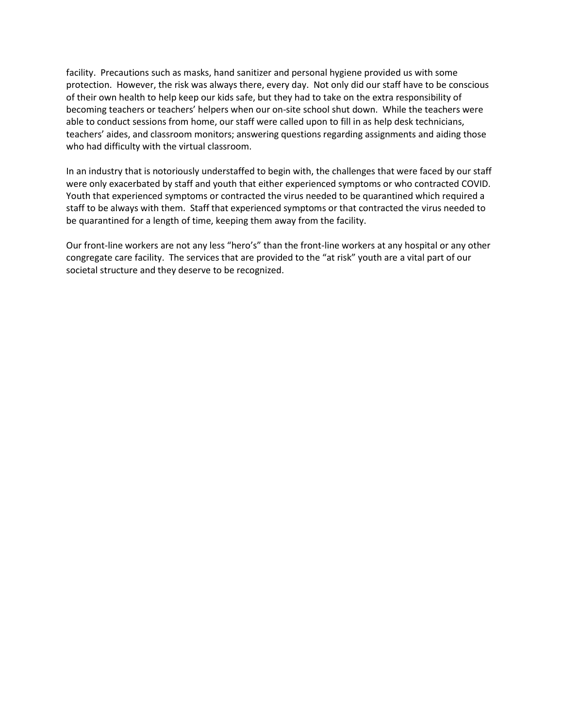facility. Precautions such as masks, hand sanitizer and personal hygiene provided us with some protection. However, the risk was always there, every day. Not only did our staff have to be conscious of their own health to help keep our kids safe, but they had to take on the extra responsibility of becoming teachers or teachers' helpers when our on-site school shut down. While the teachers were able to conduct sessions from home, our staff were called upon to fill in as help desk technicians, teachers' aides, and classroom monitors; answering questions regarding assignments and aiding those who had difficulty with the virtual classroom.

In an industry that is notoriously understaffed to begin with, the challenges that were faced by our staff were only exacerbated by staff and youth that either experienced symptoms or who contracted COVID. Youth that experienced symptoms or contracted the virus needed to be quarantined which required a staff to be always with them. Staff that experienced symptoms or that contracted the virus needed to be quarantined for a length of time, keeping them away from the facility.

Our front-line workers are not any less "hero's" than the front-line workers at any hospital or any other congregate care facility. The services that are provided to the "at risk" youth are a vital part of our societal structure and they deserve to be recognized.